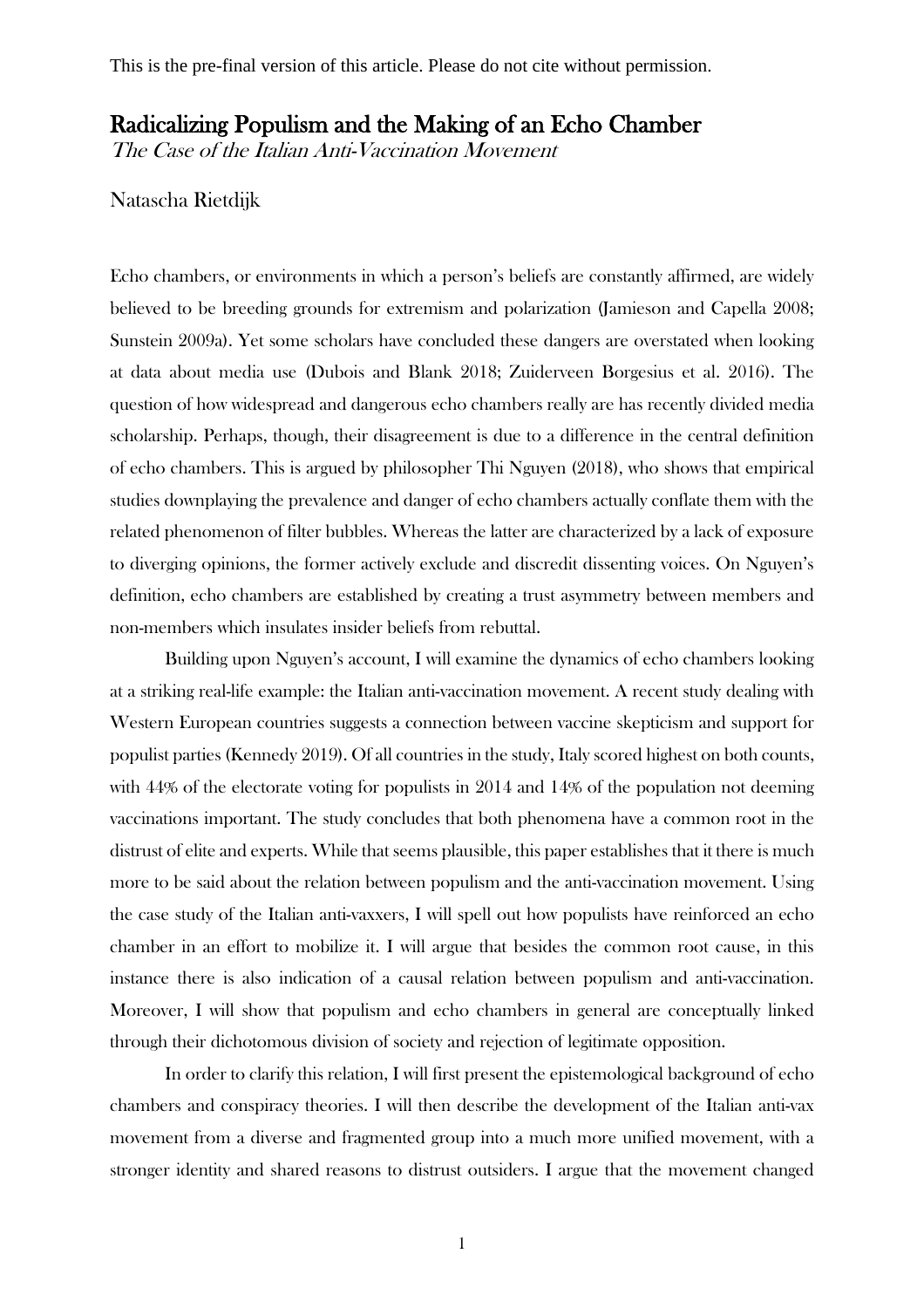This is the pre-final version of this article. Please do not cite without permission.

# Radicalizing Populism and the Making of an Echo Chamber

*The Case of the Italian Anti-Vaccination Movement*

Natascha Rietdijk

Echo chambers, or environments in which a person's beliefs are constantly affirmed, are widely believed to be breeding grounds for extremism and polarization (Jamieson and Capella 2008; Sunstein 2009a). Yet some scholars have concluded these dangers are overstated when looking at data about media use (Dubois and Blank 2018; Zuiderveen Borgesius et al. 2016). The question of how widespread and dangerous echo chambers really are has recently divided media scholarship. Perhaps, though, their disagreement is due to a difference in the central definition of echo chambers. This is argued by philosopher Thi Nguyen (2018), who shows that empirical studies downplaying the prevalence and danger of echo chambers actually conflate them with the related phenomenon of filter bubbles. Whereas the latter are characterized by a lack of exposure to diverging opinions, the former actively exclude and discredit dissenting voices. On Nguyen's definition, echo chambers are established by creating a trust asymmetry between members and non-members which insulates insider beliefs from rebuttal.

Building upon Nguyen's account, I will examine the dynamics of echo chambers looking at a striking real-life example: the Italian anti-vaccination movement. A recent study dealing with Western European countries suggests a connection between vaccine skepticism and support for populist parties (Kennedy 2019). Of all countries in the study, Italy scored highest on both counts, with 44% of the electorate voting for populists in 2014 and 14% of the population not deeming vaccinations important. The study concludes that both phenomena have a common root in the distrust of elite and experts. While that seems plausible, this paper establishes that it there is much more to be said about the relation between populism and the anti-vaccination movement. Using the case study of the Italian anti-vaxxers, I will spell out how populists have reinforced an echo chamber in an effort to mobilize it. I will argue that besides the common root cause, in this instance there is also indication of a causal relation between populism and anti-vaccination. Moreover, I will show that populism and echo chambers in general are conceptually linked through their dichotomous division of society and rejection of legitimate opposition.

In order to clarify this relation, I will first present the epistemological background of echo chambers and conspiracy theories. I will then describe the development of the Italian anti-vax movement from a diverse and fragmented group into a much more unified movement, with a stronger identity and shared reasons to distrust outsiders. I argue that the movement changed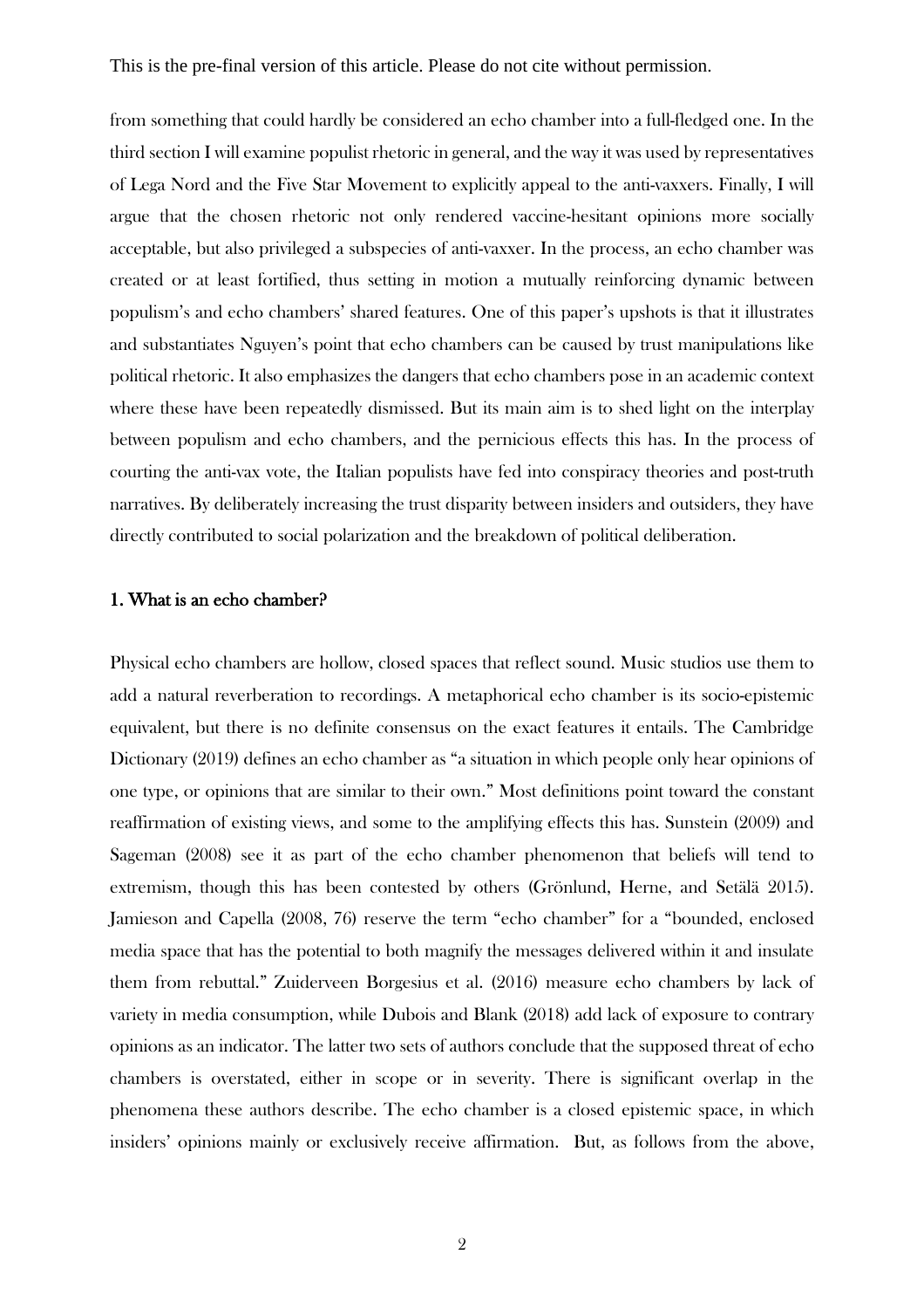from something that could hardly be considered an echo chamber into a full-fledged one. In the third section I will examine populist rhetoric in general, and the way it was used by representatives of Lega Nord and the Five Star Movement to explicitly appeal to the anti-vaxxers. Finally, I will argue that the chosen rhetoric not only rendered vaccine-hesitant opinions more socially acceptable, but also privileged a subspecies of anti-vaxxer. In the process, an echo chamber was created or at least fortified, thus setting in motion a mutually reinforcing dynamic between populism's and echo chambers' shared features. One of this paper's upshots is that it illustrates and substantiates Nguyen's point that echo chambers can be caused by trust manipulations like political rhetoric. It also emphasizes the dangers that echo chambers pose in an academic context where these have been repeatedly dismissed. But its main aim is to shed light on the interplay between populism and echo chambers, and the pernicious effects this has. In the process of courting the anti-vax vote, the Italian populists have fed into conspiracy theories and post-truth narratives. By deliberately increasing the trust disparity between insiders and outsiders, they have directly contributed to social polarization and the breakdown of political deliberation.

## 1. What is an echo chamber?

Physical echo chambers are hollow, closed spaces that reflect sound. Music studios use them to add a natural reverberation to recordings. A metaphorical echo chamber is its socio-epistemic equivalent, but there is no definite consensus on the exact features it entails. The Cambridge Dictionary (2019) defines an echo chamber as "a situation in which people only hear opinions of one type, or opinions that are similar to their own." Most definitions point toward the constant reaffirmation of existing views, and some to the amplifying effects this has. Sunstein (2009) and Sageman (2008) see it as part of the echo chamber phenomenon that beliefs will tend to extremism, though this has been contested by others (Grönlund, Herne, and Setälä 2015). Jamieson and Capella (2008, 76) reserve the term "echo chamber" for a "bounded, enclosed media space that has the potential to both magnify the messages delivered within it and insulate them from rebuttal." Zuiderveen Borgesius et al. (2016) measure echo chambers by lack of variety in media consumption, while Dubois and Blank (2018) add lack of exposure to contrary opinions as an indicator. The latter two sets of authors conclude that the supposed threat of echo chambers is overstated, either in scope or in severity. There is significant overlap in the phenomena these authors describe. The echo chamber is a closed epistemic space, in which insiders' opinions mainly or exclusively receive affirmation. But, as follows from the above,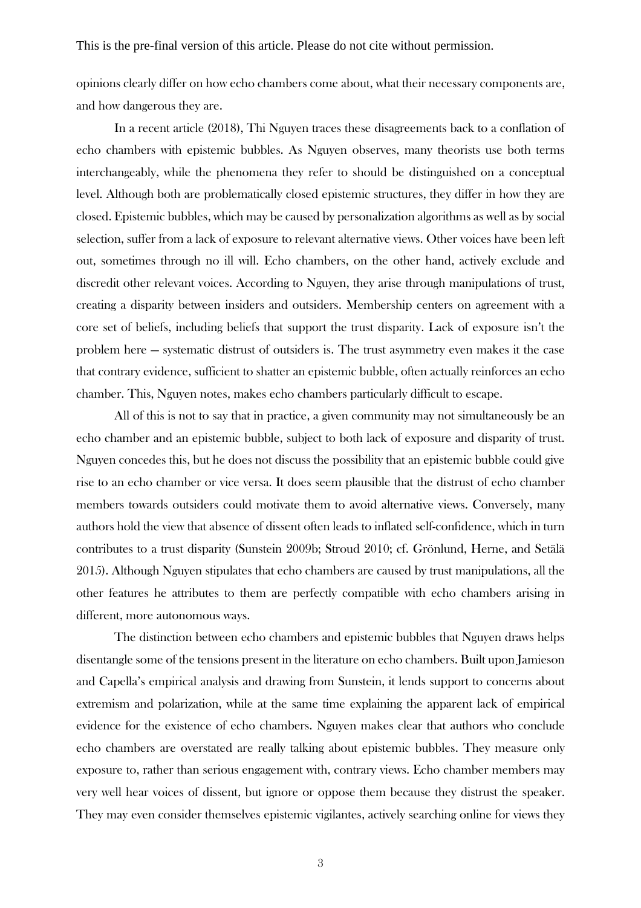opinions clearly differ on how echo chambers come about, what their necessary components are, and how dangerous they are.

In a recent article (2018), Thi Nguyen traces these disagreements back to a conflation of echo chambers with epistemic bubbles. As Nguyen observes, many theorists use both terms interchangeably, while the phenomena they refer to should be distinguished on a conceptual level. Although both are problematically closed epistemic structures, they differ in how they are closed. Epistemic bubbles, which may be caused by personalization algorithms as well as by social selection, suffer from a lack of exposure to relevant alternative views. Other voices have been left out, sometimes through no ill will. Echo chambers, on the other hand, actively exclude and discredit other relevant voices. According to Nguyen, they arise through manipulations of trust, creating a disparity between insiders and outsiders. Membership centers on agreement with a core set of beliefs, including beliefs that support the trust disparity. Lack of exposure isn't the problem here — systematic distrust of outsiders is. The trust asymmetry even makes it the case that contrary evidence, sufficient to shatter an epistemic bubble, often actually reinforces an echo chamber. This, Nguyen notes, makes echo chambers particularly difficult to escape.

All of this is not to say that in practice, a given community may not simultaneously be an echo chamber and an epistemic bubble, subject to both lack of exposure and disparity of trust. Nguyen concedes this, but he does not discuss the possibility that an epistemic bubble could give rise to an echo chamber or vice versa. It does seem plausible that the distrust of echo chamber members towards outsiders could motivate them to avoid alternative views. Conversely, many authors hold the view that absence of dissent often leads to inflated self-confidence, which in turn contributes to a trust disparity (Sunstein 2009b; Stroud 2010; cf. Grönlund, Herne, and Setälä 2015). Although Nguyen stipulates that echo chambers are caused by trust manipulations, all the other features he attributes to them are perfectly compatible with echo chambers arising in different, more autonomous ways.

The distinction between echo chambers and epistemic bubbles that Nguyen draws helps disentangle some of the tensions present in the literature on echo chambers. Built upon Jamieson and Capella's empirical analysis and drawing from Sunstein, it lends support to concerns about extremism and polarization, while at the same time explaining the apparent lack of empirical evidence for the existence of echo chambers. Nguyen makes clear that authors who conclude echo chambers are overstated are really talking about epistemic bubbles. They measure only exposure to, rather than serious engagement with, contrary views. Echo chamber members may very well hear voices of dissent, but ignore or oppose them because they distrust the speaker. They may even consider themselves epistemic vigilantes, actively searching online for views they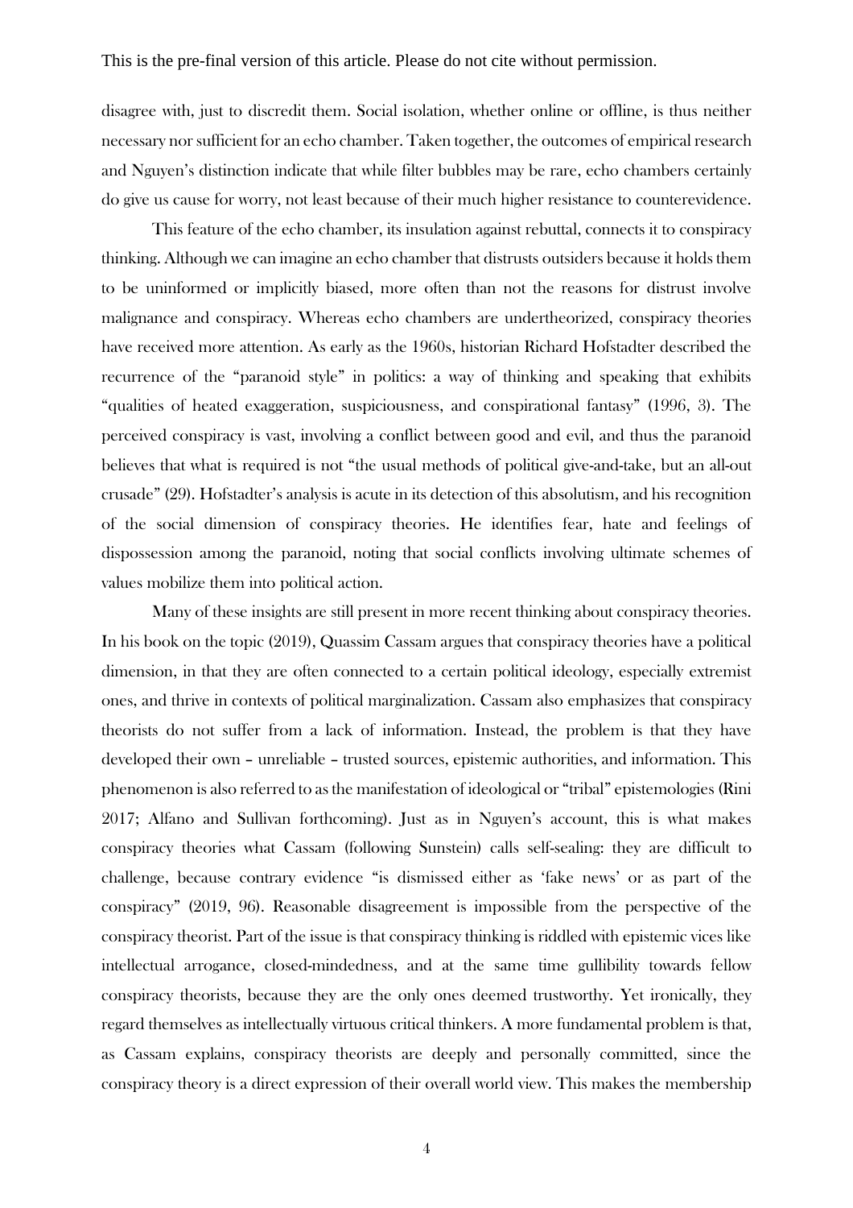disagree with, just to discredit them. Social isolation, whether online or offline, is thus neither necessary nor sufficient for an echo chamber. Taken together, the outcomes of empirical research and Nguyen's distinction indicate that while filter bubbles may be rare, echo chambers certainly do give us cause for worry, not least because of their much higher resistance to counterevidence.

This feature of the echo chamber, its insulation against rebuttal, connects it to conspiracy thinking. Although we can imagine an echo chamber that distrusts outsiders because it holds them to be uninformed or implicitly biased, more often than not the reasons for distrust involve malignance and conspiracy. Whereas echo chambers are undertheorized, conspiracy theories have received more attention. As early as the 1960s, historian Richard Hofstadter described the recurrence of the "paranoid style" in politics: a way of thinking and speaking that exhibits "qualities of heated exaggeration, suspiciousness, and conspirational fantasy" (1996, 3). The perceived conspiracy is vast, involving a conflict between good and evil, and thus the paranoid believes that what is required is not "the usual methods of political give-and-take, but an all-out crusade" (29). Hofstadter's analysis is acute in its detection of this absolutism, and his recognition of the social dimension of conspiracy theories. He identifies fear, hate and feelings of dispossession among the paranoid, noting that social conflicts involving ultimate schemes of values mobilize them into political action.

Many of these insights are still present in more recent thinking about conspiracy theories. In his book on the topic (2019), Quassim Cassam argues that conspiracy theories have a political dimension, in that they are often connected to a certain political ideology, especially extremist ones, and thrive in contexts of political marginalization. Cassam also emphasizes that conspiracy theorists do not suffer from a lack of information. Instead, the problem is that they have developed their own – unreliable – trusted sources, epistemic authorities, and information. This phenomenon is also referred to as the manifestation of ideological or "tribal" epistemologies (Rini 2017; Alfano and Sullivan forthcoming). Just as in Nguyen's account, this is what makes conspiracy theories what Cassam (following Sunstein) calls self-sealing: they are difficult to challenge, because contrary evidence "is dismissed either as 'fake news' or as part of the conspiracy" (2019, 96). Reasonable disagreement is impossible from the perspective of the conspiracy theorist. Part of the issue is that conspiracy thinking is riddled with epistemic vices like intellectual arrogance, closed-mindedness, and at the same time gullibility towards fellow conspiracy theorists, because they are the only ones deemed trustworthy. Yet ironically, they regard themselves as intellectually virtuous critical thinkers. A more fundamental problem is that, as Cassam explains, conspiracy theorists are deeply and personally committed, since the conspiracy theory is a direct expression of their overall world view. This makes the membership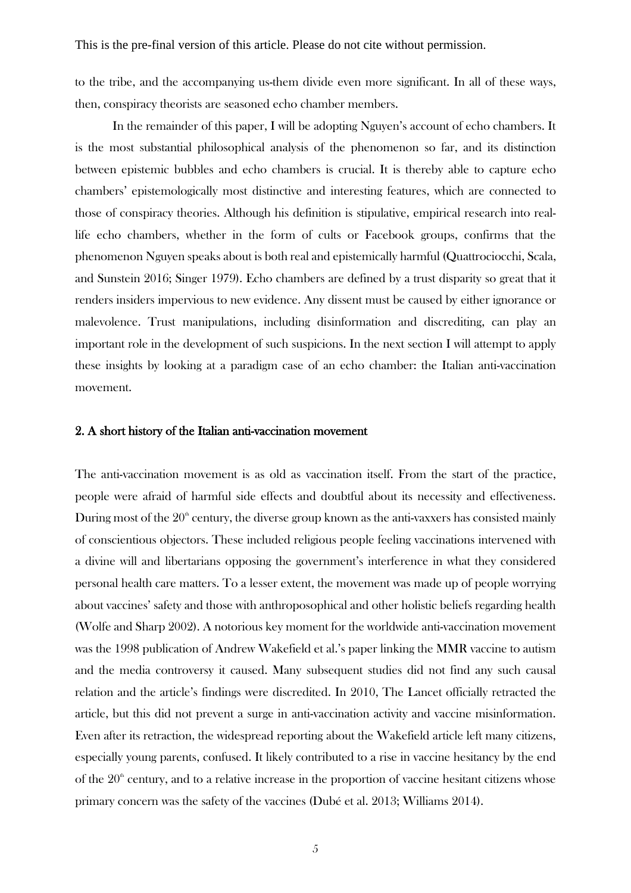to the tribe, and the accompanying us-them divide even more significant. In all of these ways, then, conspiracy theorists are seasoned echo chamber members.

In the remainder of this paper, I will be adopting Nguyen's account of echo chambers. It is the most substantial philosophical analysis of the phenomenon so far, and its distinction between epistemic bubbles and echo chambers is crucial. It is thereby able to capture echo chambers' epistemologically most distinctive and interesting features, which are connected to those of conspiracy theories. Although his definition is stipulative, empirical research into real-life echo chambers, whether in the form of cults or Facebook groups, confirms that the phenomenon Nguyen speaks about is both real and epistemically harmful (Quattrociocchi, Scala, and Sunstein 2016; Singer 1979). Echo chambers are defined by a trust disparity so great that it renders insiders impervious to new evidence. Any dissent must be caused by either ignorance or malevolence. Trust manipulations, including disinformation and discrediting, can play an important role in the development of such suspicions. In the next section I will attempt to apply these insights by looking at a paradigm case of an echo chamber: the Italian anti-vaccination movement.

## 2. A short history of the Italian anti-vaccination movement

The anti-vaccination movement is as old as vaccination itself. From the start of the practice, people were afraid of harmful side effects and doubtful about its necessity and effectiveness. During most of the 20th century, the diverse group known as the anti-vaxxers has consisted mainly of conscientious objectors. These included religious people feeling vaccinations intervened with a divine will and libertarians opposing the government's interference in what they considered personal health care matters. To a lesser extent, the movement was made up of people worrying about vaccines' safety and those with anthroposophical and other holistic beliefs regarding health (Wolfe and Sharp 2002). A notorious key moment for the worldwide anti-vaccination movement was the 1998 publication of Andrew Wakefield et al.'s paper linking the MMR vaccine to autism and the media controversy it caused. Many subsequent studies did not find any such causal relation and the article's findings were discredited. In 2010, The Lancet officially retracted the article, but this did not prevent a surge in anti-vaccination activity and vaccine misinformation. Even after its retraction, the widespread reporting about the Wakefield article left many citizens, especially young parents, confused. It likely contributed to a rise in vaccine hesitancy by the end of the 20th century, and to a relative increase in the proportion of vaccine hesitant citizens whose primary concern was the safety of the vaccines (Dubé et al. 2013; Williams 2014).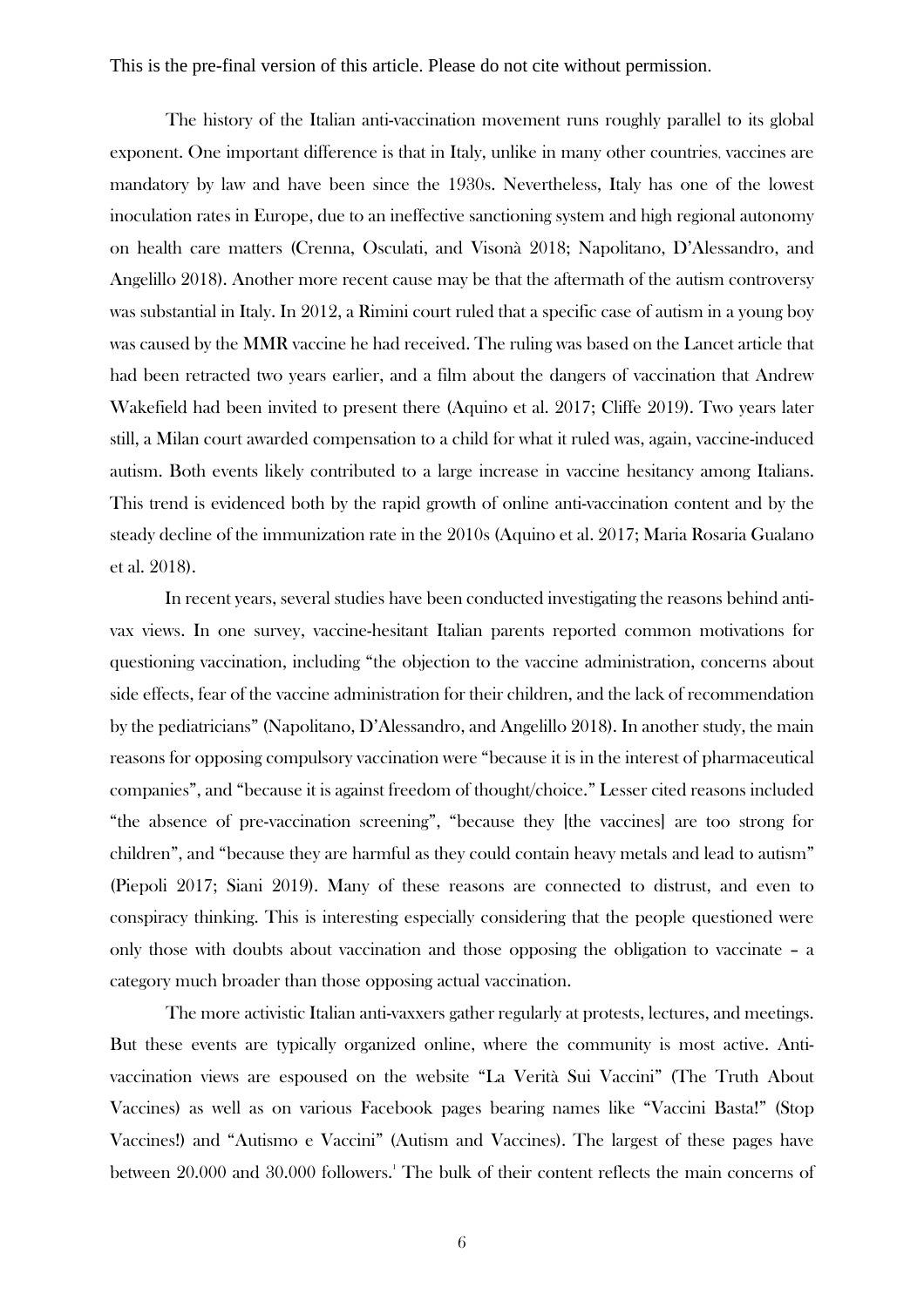The history of the Italian anti-vaccination movement runs roughly parallel to its global exponent. One important difference is that in Italy, unlike in many other countries, vaccines are mandatory by law and have been since the 1930s. Nevertheless, Italy has one of the lowest inoculation rates in Europe, due to an ineffective sanctioning system and high regional autonomy on health care matters (Crenna, Osculati, and Visonà 2018; Napolitano, D'Alessandro, and Angelillo 2018). Another more recent cause may be that the aftermath of the autism controversy was substantial in Italy. In 2012, a Rimini court ruled that a specific case of autism in a young boy was caused by the MMR vaccine he had received. The ruling was based on the Lancet article that had been retracted two years earlier, and a film about the dangers of vaccination that Andrew Wakefield had been invited to present there (Aquino et al. 2017; Cliffe 2019). Two years later still, a Milan court awarded compensation to a child for what it ruled was, again, vaccine-induced autism. Both events likely contributed to a large increase in vaccine hesitancy among Italians. This trend is evidenced both by the rapid growth of online anti-vaccination content and by the steady decline of the immunization rate in the 2010s (Aquino et al. 2017; Maria Rosaria Gualano et al. 2018).

In recent years, several studies have been conducted investigating the reasons behind anti-vax views. In one survey, vaccine-hesitant Italian parents reported common motivations for questioning vaccination, including "the objection to the vaccine administration, concerns about side effects, fear of the vaccine administration for their children, and the lack of recommendation by the pediatricians" (Napolitano, D'Alessandro, and Angelillo 2018). In another study, the main reasons for opposing compulsory vaccination were "because it is in the interest of pharmaceutical companies", and "because it is against freedom of thought/choice." Lesser cited reasons included "the absence of pre-vaccination screening", "because they [the vaccines] are too strong for children", and "because they are harmful as they could contain heavy metals and lead to autism" (Piepoli 2017; Siani 2019). Many of these reasons are connected to distrust, and even to conspiracy thinking. This is interesting especially considering that the people questioned were only those with doubts about vaccination and those opposing the obligation to vaccinate – a category much broader than those opposing actual vaccination.

The more activistic Italian anti-vaxxers gather regularly at protests, lectures, and meetings. But these events are typically organized online, where the community is most active. Anti-vaccination views are espoused on the website "La Verità Sui Vaccini" (The Truth About Vaccines) as well as on various Facebook pages bearing names like "Vaccini Basta!" (Stop Vaccines!) and "Autismo e Vaccini" (Autism and Vaccines). The largest of these pages have between 20.000 and 30.000 followers.[1] The bulk of their content reflects the main concerns of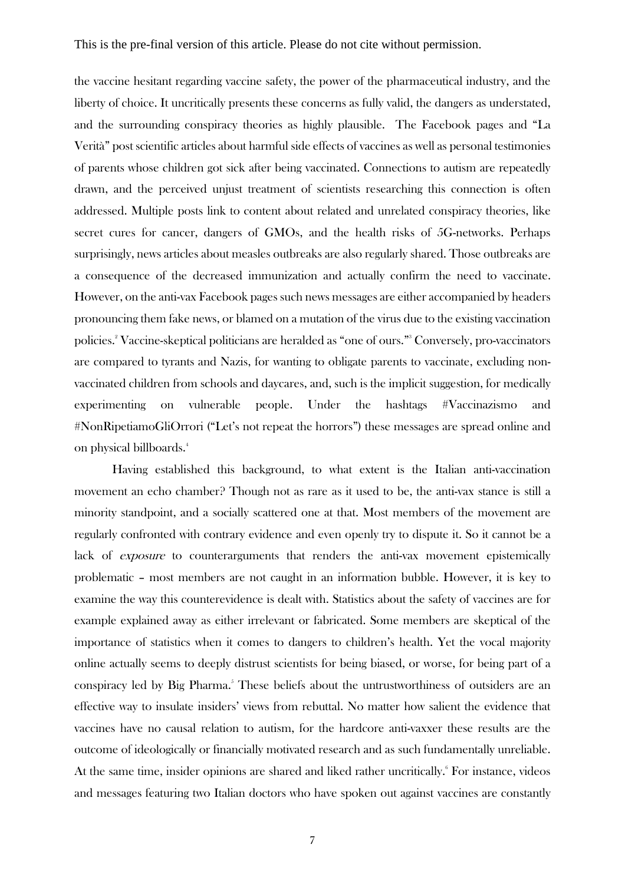the vaccine hesitant regarding vaccine safety, the power of the pharmaceutical industry, and the liberty of choice. It uncritically presents these concerns as fully valid, the dangers as understated, and the surrounding conspiracy theories as highly plausible. The Facebook pages and "La Verità" post scientific articles about harmful side effects of vaccines as well as personal testimonies of parents whose children got sick after being vaccinated. Connections to autism are repeatedly drawn, and the perceived unjust treatment of scientists researching this connection is often addressed. Multiple posts link to content about related and unrelated conspiracy theories, like secret cures for cancer, dangers of GMOs, and the health risks of 5G-networks. Perhaps surprisingly, news articles about measles outbreaks are also regularly shared. Those outbreaks are a consequence of the decreased immunization and actually confirm the need to vaccinate. However, on the anti-vax Facebook pages such news messages are either accompanied by headers pronouncing them fake news, or blamed on a mutation of the virus due to the existing vaccination policies.[2] Vaccine-skeptical politicians are heralded as "one of ours."[3] Conversely, pro-vaccinators are compared to tyrants and Nazis, for wanting to obligate parents to vaccinate, excluding non-vaccinated children from schools and daycares, and, such is the implicit suggestion, for medically experimenting on vulnerable people. Under the hashtags #Vaccinazismo and #NonRipetiamoGliOrrori ("Let's not repeat the horrors") these messages are spread online and on physical billboards.[4]

Having established this background, to what extent is the Italian anti-vaccination movement an echo chamber? Though not as rare as it used to be, the anti-vax stance is still a minority standpoint, and a socially scattered one at that. Most members of the movement are regularly confronted with contrary evidence and even openly try to dispute it. So it cannot be a lack of *exposure* to counterarguments that renders the anti-vax movement epistemically problematic – most members are not caught in an information bubble. However, it is key to examine the way this counterevidence is dealt with. Statistics about the safety of vaccines are for example explained away as either irrelevant or fabricated. Some members are skeptical of the importance of statistics when it comes to dangers to children's health. Yet the vocal majority online actually seems to deeply distrust scientists for being biased, or worse, for being part of a conspiracy led by Big Pharma.[5] These beliefs about the untrustworthiness of outsiders are an effective way to insulate insiders' views from rebuttal. No matter how salient the evidence that vaccines have no causal relation to autism, for the hardcore anti-vaxxer these results are the outcome of ideologically or financially motivated research and as such fundamentally unreliable. At the same time, insider opinions are shared and liked rather uncritically.[6] For instance, videos and messages featuring two Italian doctors who have spoken out against vaccines are constantly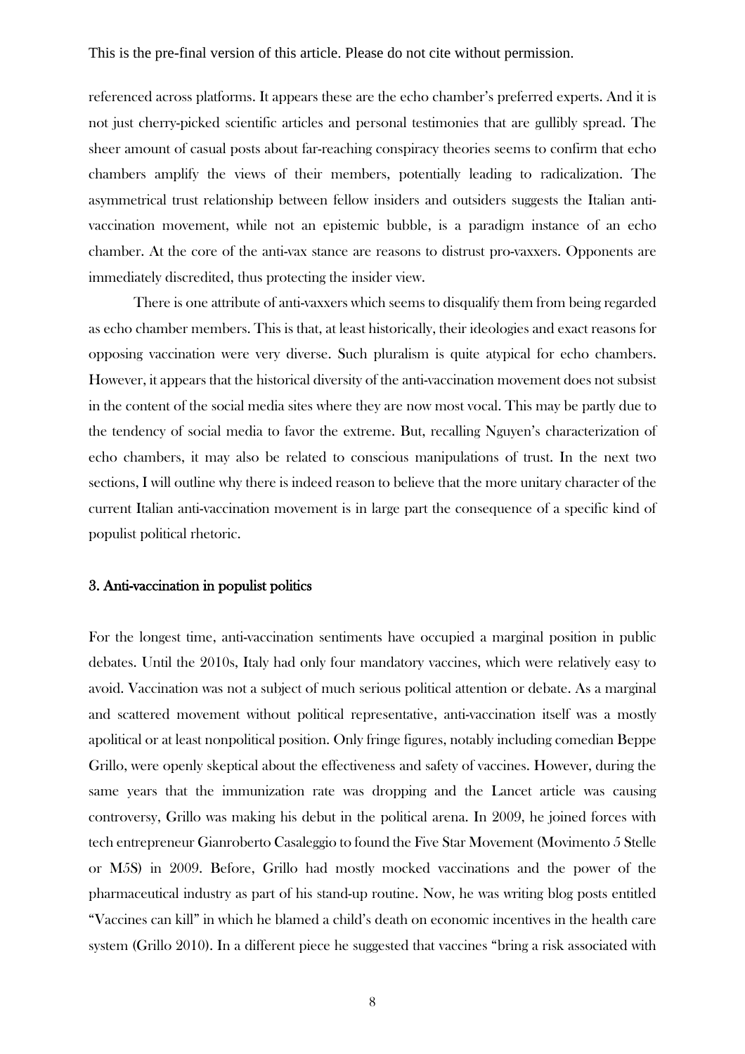referenced across platforms. It appears these are the echo chamber's preferred experts. And it is not just cherry-picked scientific articles and personal testimonies that are gullibly spread. The sheer amount of casual posts about far-reaching conspiracy theories seems to confirm that echo chambers amplify the views of their members, potentially leading to radicalization. The asymmetrical trust relationship between fellow insiders and outsiders suggests the Italian anti-vaccination movement, while not an epistemic bubble, is a paradigm instance of an echo chamber. At the core of the anti-vax stance are reasons to distrust pro-vaxxers. Opponents are immediately discredited, thus protecting the insider view.

There is one attribute of anti-vaxxers which seems to disqualify them from being regarded as echo chamber members. This is that, at least historically, their ideologies and exact reasons for opposing vaccination were very diverse. Such pluralism is quite atypical for echo chambers. However, it appears that the historical diversity of the anti-vaccination movement does not subsist in the content of the social media sites where they are now most vocal. This may be partly due to the tendency of social media to favor the extreme. But, recalling Nguyen's characterization of echo chambers, it may also be related to conscious manipulations of trust. In the next two sections, I will outline why there is indeed reason to believe that the more unitary character of the current Italian anti-vaccination movement is in large part the consequence of a specific kind of populist political rhetoric.

## 3. Anti-vaccination in populist politics

For the longest time, anti-vaccination sentiments have occupied a marginal position in public debates. Until the 2010s, Italy had only four mandatory vaccines, which were relatively easy to avoid. Vaccination was not a subject of much serious political attention or debate. As a marginal and scattered movement without political representative, anti-vaccination itself was a mostly apolitical or at least nonpolitical position. Only fringe figures, notably including comedian Beppe Grillo, were openly skeptical about the effectiveness and safety of vaccines. However, during the same years that the immunization rate was dropping and the Lancet article was causing controversy, Grillo was making his debut in the political arena. In 2009, he joined forces with tech entrepreneur Gianroberto Casaleggio to found the Five Star Movement (Movimento 5 Stelle or M5S) in 2009. Before, Grillo had mostly mocked vaccinations and the power of the pharmaceutical industry as part of his stand-up routine. Now, he was writing blog posts entitled "Vaccines can kill" in which he blamed a child's death on economic incentives in the health care system (Grillo 2010). In a different piece he suggested that vaccines "bring a risk associated with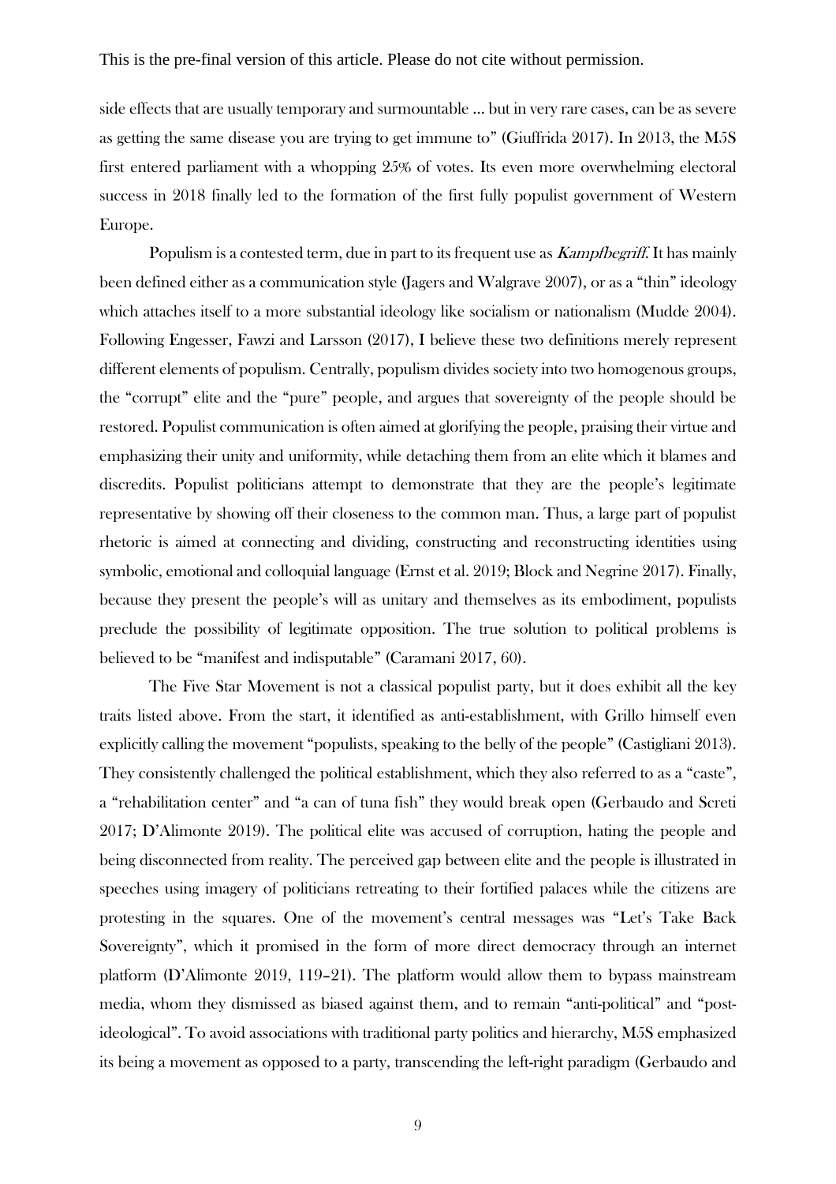side effects that are usually temporary and surmountable … but in very rare cases, can be as severe as getting the same disease you are trying to get immune to" (Giuffrida 2017). In 2013, the M5S first entered parliament with a whopping 25% of votes. Its even more overwhelming electoral success in 2018 finally led to the formation of the first fully populist government of Western Europe.

Populism is a contested term, due in part to its frequent use as *Kampfbegriff*. It has mainly been defined either as a communication style (Jagers and Walgrave 2007), or as a "thin" ideology which attaches itself to a more substantial ideology like socialism or nationalism (Mudde 2004). Following Engesser, Fawzi and Larsson (2017), I believe these two definitions merely represent different elements of populism. Centrally, populism divides society into two homogenous groups, the "corrupt" elite and the "pure" people, and argues that sovereignty of the people should be restored. Populist communication is often aimed at glorifying the people, praising their virtue and emphasizing their unity and uniformity, while detaching them from an elite which it blames and discredits. Populist politicians attempt to demonstrate that they are the people's legitimate representative by showing off their closeness to the common man. Thus, a large part of populist rhetoric is aimed at connecting and dividing, constructing and reconstructing identities using symbolic, emotional and colloquial language (Ernst et al. 2019; Block and Negrine 2017). Finally, because they present the people's will as unitary and themselves as its embodiment, populists preclude the possibility of legitimate opposition. The true solution to political problems is believed to be "manifest and indisputable" (Caramani 2017, 60).

The Five Star Movement is not a classical populist party, but it does exhibit all the key traits listed above. From the start, it identified as anti-establishment, with Grillo himself even explicitly calling the movement "populists, speaking to the belly of the people" (Castigliani 2013). They consistently challenged the political establishment, which they also referred to as a "caste", a "rehabilitation center" and "a can of tuna fish" they would break open (Gerbaudo and Screti 2017; D'Alimonte 2019). The political elite was accused of corruption, hating the people and being disconnected from reality. The perceived gap between elite and the people is illustrated in speeches using imagery of politicians retreating to their fortified palaces while the citizens are protesting in the squares. One of the movement's central messages was "Let's Take Back Sovereignty", which it promised in the form of more direct democracy through an internet platform (D'Alimonte 2019, 119–21). The platform would allow them to bypass mainstream media, whom they dismissed as biased against them, and to remain "anti-political" and "post-ideological". To avoid associations with traditional party politics and hierarchy, M5S emphasized its being a movement as opposed to a party, transcending the left-right paradigm (Gerbaudo and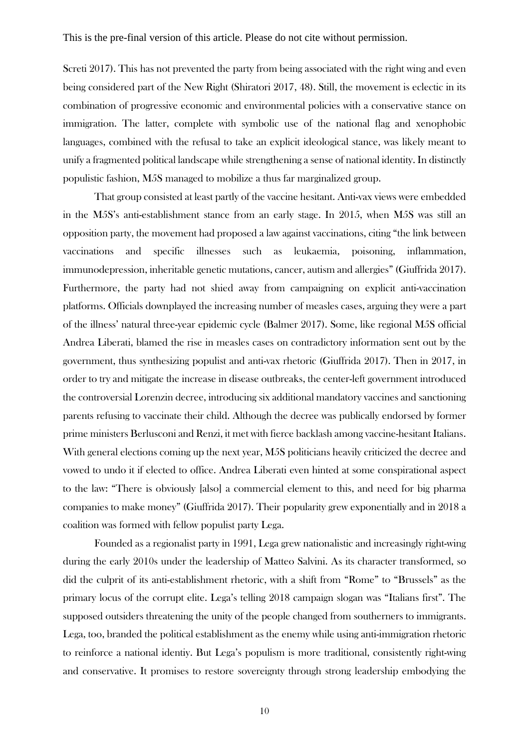Screti 2017). This has not prevented the party from being associated with the right wing and even being considered part of the New Right (Shiratori 2017, 48). Still, the movement is eclectic in its combination of progressive economic and environmental policies with a conservative stance on immigration. The latter, complete with symbolic use of the national flag and xenophobic languages, combined with the refusal to take an explicit ideological stance, was likely meant to unify a fragmented political landscape while strengthening a sense of national identity. In distinctly populistic fashion, M5S managed to mobilize a thus far marginalized group.

That group consisted at least partly of the vaccine hesitant. Anti-vax views were embedded in the M5S's anti-establishment stance from an early stage. In 2015, when M5S was still an opposition party, the movement had proposed a law against vaccinations, citing "the link between vaccinations and specific illnesses such as leukaemia, poisoning, inflammation, immunodepression, inheritable genetic mutations, cancer, autism and allergies" (Giuffrida 2017). Furthermore, the party had not shied away from campaigning on explicit anti-vaccination platforms. Officials downplayed the increasing number of measles cases, arguing they were a part of the illness' natural three-year epidemic cycle (Balmer 2017). Some, like regional M5S official Andrea Liberati, blamed the rise in measles cases on contradictory information sent out by the government, thus synthesizing populist and anti-vax rhetoric (Giuffrida 2017). Then in 2017, in order to try and mitigate the increase in disease outbreaks, the center-left government introduced the controversial Lorenzin decree, introducing six additional mandatory vaccines and sanctioning parents refusing to vaccinate their child. Although the decree was publically endorsed by former prime ministers Berlusconi and Renzi, it met with fierce backlash among vaccine-hesitant Italians. With general elections coming up the next year, M5S politicians heavily criticized the decree and vowed to undo it if elected to office. Andrea Liberati even hinted at some conspirational aspect to the law: "There is obviously [also] a commercial element to this, and need for big pharma companies to make money" (Giuffrida 2017). Their popularity grew exponentially and in 2018 a coalition was formed with fellow populist party Lega.

Founded as a regionalist party in 1991, Lega grew nationalistic and increasingly right-wing during the early 2010s under the leadership of Matteo Salvini. As its character transformed, so did the culprit of its anti-establishment rhetoric, with a shift from "Rome" to "Brussels" as the primary locus of the corrupt elite. Lega's telling 2018 campaign slogan was "Italians first". The supposed outsiders threatening the unity of the people changed from southerners to immigrants. Lega, too, branded the political establishment as the enemy while using anti-immigration rhetoric to reinforce a national identiy. But Lega's populism is more traditional, consistently right-wing and conservative. It promises to restore sovereignty through strong leadership embodying the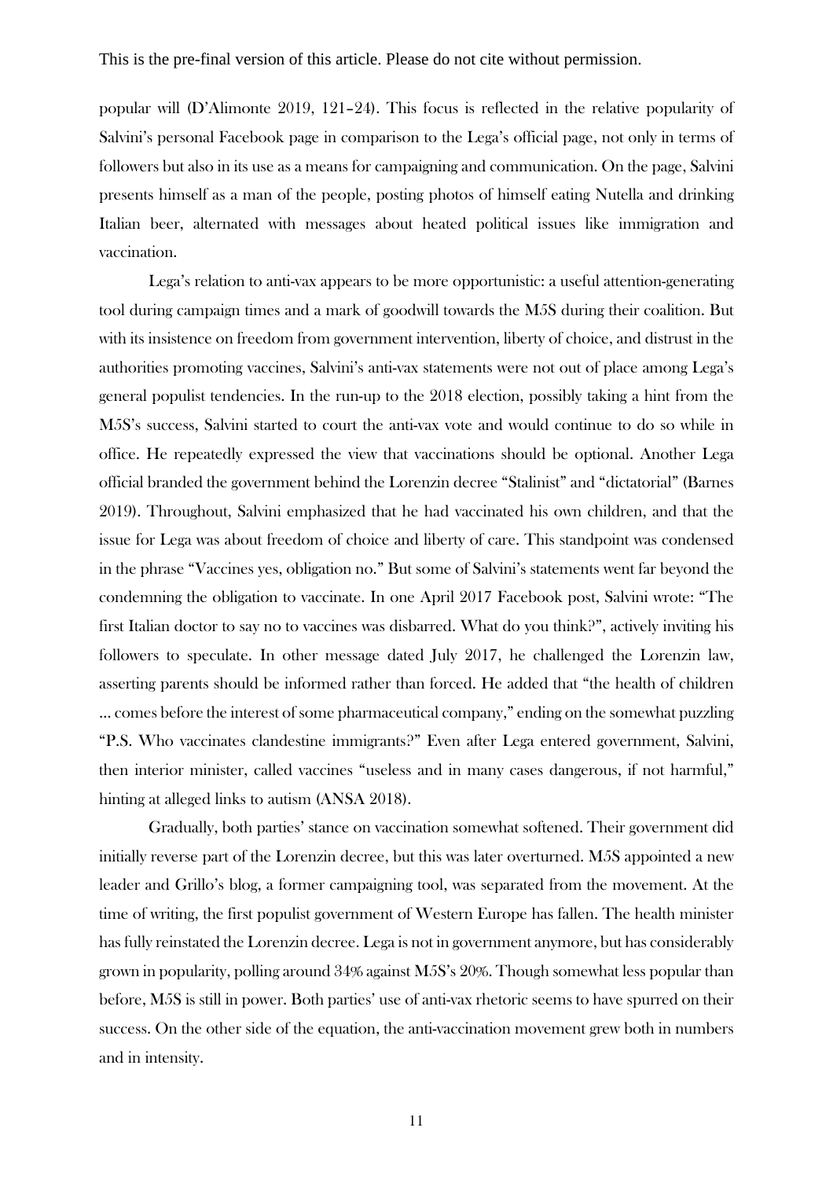popular will (D'Alimonte 2019, 121–24). This focus is reflected in the relative popularity of Salvini's personal Facebook page in comparison to the Lega's official page, not only in terms of followers but also in its use as a means for campaigning and communication. On the page, Salvini presents himself as a man of the people, posting photos of himself eating Nutella and drinking Italian beer, alternated with messages about heated political issues like immigration and vaccination.

Lega's relation to anti-vax appears to be more opportunistic: a useful attention-generating tool during campaign times and a mark of goodwill towards the M5S during their coalition. But with its insistence on freedom from government intervention, liberty of choice, and distrust in the authorities promoting vaccines, Salvini's anti-vax statements were not out of place among Lega's general populist tendencies. In the run-up to the 2018 election, possibly taking a hint from the M5S's success, Salvini started to court the anti-vax vote and would continue to do so while in office. He repeatedly expressed the view that vaccinations should be optional. Another Lega official branded the government behind the Lorenzin decree "Stalinist" and "dictatorial" (Barnes 2019). Throughout, Salvini emphasized that he had vaccinated his own children, and that the issue for Lega was about freedom of choice and liberty of care. This standpoint was condensed in the phrase "Vaccines yes, obligation no." But some of Salvini's statements went far beyond the condemning the obligation to vaccinate. In one April 2017 Facebook post, Salvini wrote: "The first Italian doctor to say no to vaccines was disbarred. What do you think?", actively inviting his followers to speculate. In other message dated July 2017, he challenged the Lorenzin law, asserting parents should be informed rather than forced. He added that "the health of children … comes before the interest of some pharmaceutical company," ending on the somewhat puzzling "P.S. Who vaccinates clandestine immigrants?" Even after Lega entered government, Salvini, then interior minister, called vaccines "useless and in many cases dangerous, if not harmful," hinting at alleged links to autism (ANSA 2018).

Gradually, both parties' stance on vaccination somewhat softened. Their government did initially reverse part of the Lorenzin decree, but this was later overturned. M5S appointed a new leader and Grillo's blog, a former campaigning tool, was separated from the movement. At the time of writing, the first populist government of Western Europe has fallen. The health minister has fully reinstated the Lorenzin decree. Lega is not in government anymore, but has considerably grown in popularity, polling around 34% against M5S's 20%. Though somewhat less popular than before, M5S is still in power. Both parties' use of anti-vax rhetoric seems to have spurred on their success. On the other side of the equation, the anti-vaccination movement grew both in numbers and in intensity.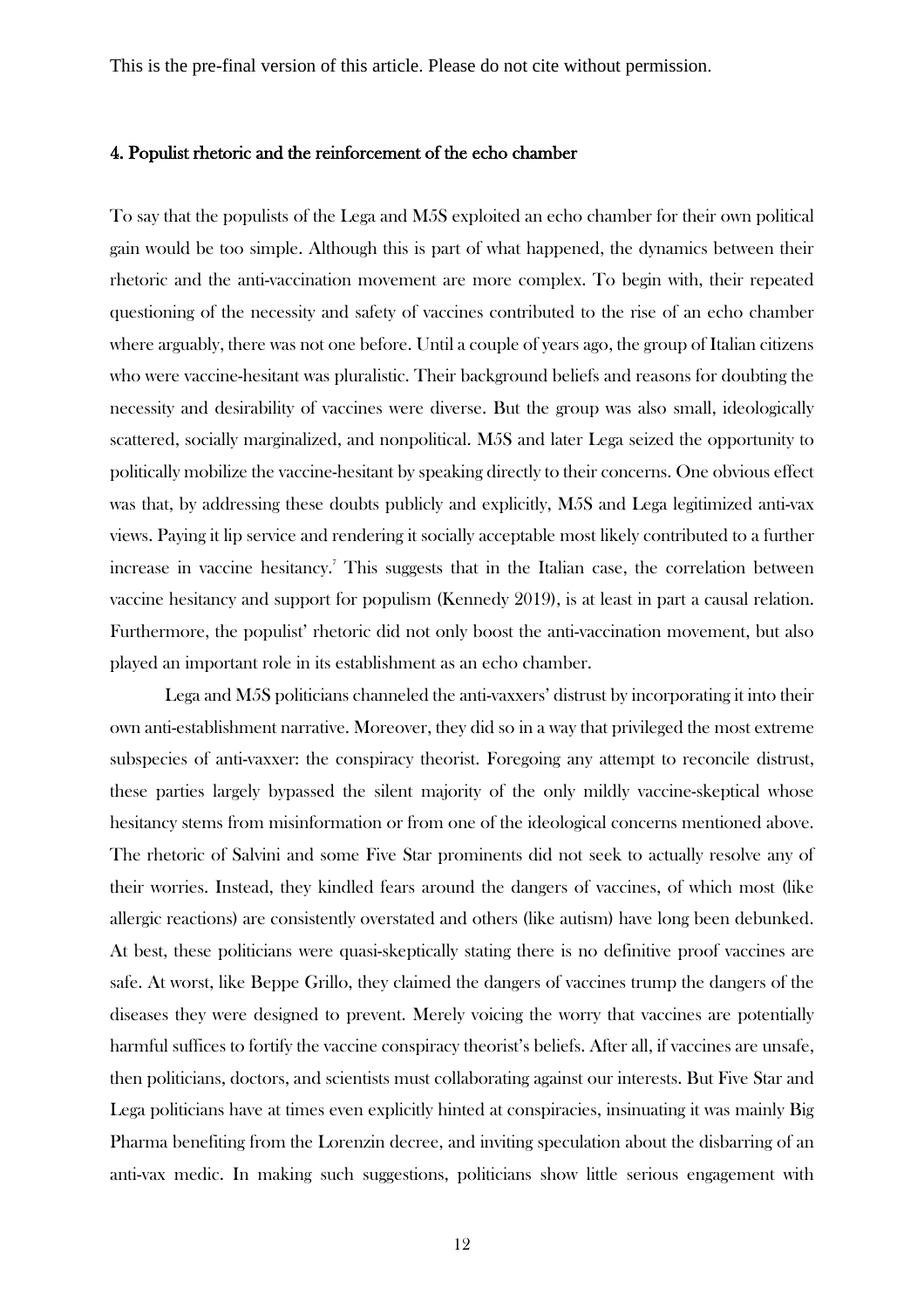This is the pre-final version of this article. Please do not cite without permission.

## 4. Populist rhetoric and the reinforcement of the echo chamber

To say that the populists of the Lega and M5S exploited an echo chamber for their own political gain would be too simple. Although this is part of what happened, the dynamics between their rhetoric and the anti-vaccination movement are more complex. To begin with, their repeated questioning of the necessity and safety of vaccines contributed to the rise of an echo chamber where arguably, there was not one before. Until a couple of years ago, the group of Italian citizens who were vaccine-hesitant was pluralistic. Their background beliefs and reasons for doubting the necessity and desirability of vaccines were diverse. But the group was also small, ideologically scattered, socially marginalized, and nonpolitical. M5S and later Lega seized the opportunity to politically mobilize the vaccine-hesitant by speaking directly to their concerns. One obvious effect was that, by addressing these doubts publicly and explicitly, M5S and Lega legitimized anti-vax views. Paying it lip service and rendering it socially acceptable most likely contributed to a further increase in vaccine hesitancy.[7] This suggests that in the Italian case, the correlation between vaccine hesitancy and support for populism (Kennedy 2019), is at least in part a causal relation. Furthermore, the populist' rhetoric did not only boost the anti-vaccination movement, but also played an important role in its establishment as an echo chamber.

Lega and M5S politicians channeled the anti-vaxxers' distrust by incorporating it into their own anti-establishment narrative. Moreover, they did so in a way that privileged the most extreme subspecies of anti-vaxxer: the conspiracy theorist. Foregoing any attempt to reconcile distrust, these parties largely bypassed the silent majority of the only mildly vaccine-skeptical whose hesitancy stems from misinformation or from one of the ideological concerns mentioned above. The rhetoric of Salvini and some Five Star prominents did not seek to actually resolve any of their worries. Instead, they kindled fears around the dangers of vaccines, of which most (like allergic reactions) are consistently overstated and others (like autism) have long been debunked. At best, these politicians were quasi-skeptically stating there is no definitive proof vaccines are safe. At worst, like Beppe Grillo, they claimed the dangers of vaccines trump the dangers of the diseases they were designed to prevent. Merely voicing the worry that vaccines are potentially harmful suffices to fortify the vaccine conspiracy theorist's beliefs. After all, if vaccines are unsafe, then politicians, doctors, and scientists must collaborating against our interests. But Five Star and Lega politicians have at times even explicitly hinted at conspiracies, insinuating it was mainly Big Pharma benefiting from the Lorenzin decree, and inviting speculation about the disbarring of an anti-vax medic. In making such suggestions, politicians show little serious engagement with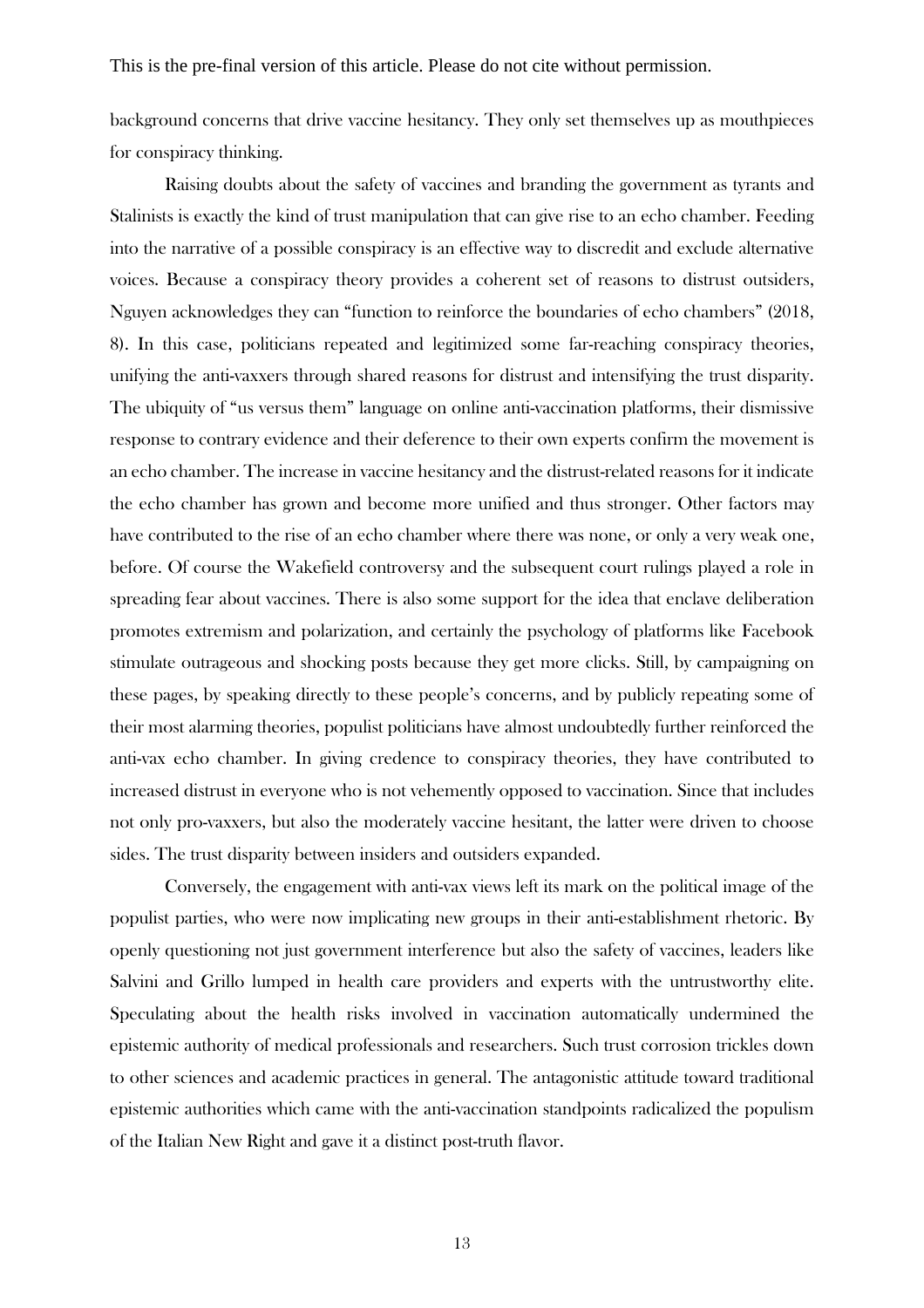background concerns that drive vaccine hesitancy. They only set themselves up as mouthpieces for conspiracy thinking.

Raising doubts about the safety of vaccines and branding the government as tyrants and Stalinists is exactly the kind of trust manipulation that can give rise to an echo chamber. Feeding into the narrative of a possible conspiracy is an effective way to discredit and exclude alternative voices. Because a conspiracy theory provides a coherent set of reasons to distrust outsiders, Nguyen acknowledges they can "function to reinforce the boundaries of echo chambers" (2018, 8). In this case, politicians repeated and legitimized some far-reaching conspiracy theories, unifying the anti-vaxxers through shared reasons for distrust and intensifying the trust disparity. The ubiquity of "us versus them" language on online anti-vaccination platforms, their dismissive response to contrary evidence and their deference to their own experts confirm the movement is an echo chamber. The increase in vaccine hesitancy and the distrust-related reasons for it indicate the echo chamber has grown and become more unified and thus stronger. Other factors may have contributed to the rise of an echo chamber where there was none, or only a very weak one, before. Of course the Wakefield controversy and the subsequent court rulings played a role in spreading fear about vaccines. There is also some support for the idea that enclave deliberation promotes extremism and polarization, and certainly the psychology of platforms like Facebook stimulate outrageous and shocking posts because they get more clicks. Still, by campaigning on these pages, by speaking directly to these people's concerns, and by publicly repeating some of their most alarming theories, populist politicians have almost undoubtedly further reinforced the anti-vax echo chamber. In giving credence to conspiracy theories, they have contributed to increased distrust in everyone who is not vehemently opposed to vaccination. Since that includes not only pro-vaxxers, but also the moderately vaccine hesitant, the latter were driven to choose sides. The trust disparity between insiders and outsiders expanded.

Conversely, the engagement with anti-vax views left its mark on the political image of the populist parties, who were now implicating new groups in their anti-establishment rhetoric. By openly questioning not just government interference but also the safety of vaccines, leaders like Salvini and Grillo lumped in health care providers and experts with the untrustworthy elite. Speculating about the health risks involved in vaccination automatically undermined the epistemic authority of medical professionals and researchers. Such trust corrosion trickles down to other sciences and academic practices in general. The antagonistic attitude toward traditional epistemic authorities which came with the anti-vaccination standpoints radicalized the populism of the Italian New Right and gave it a distinct post-truth flavor.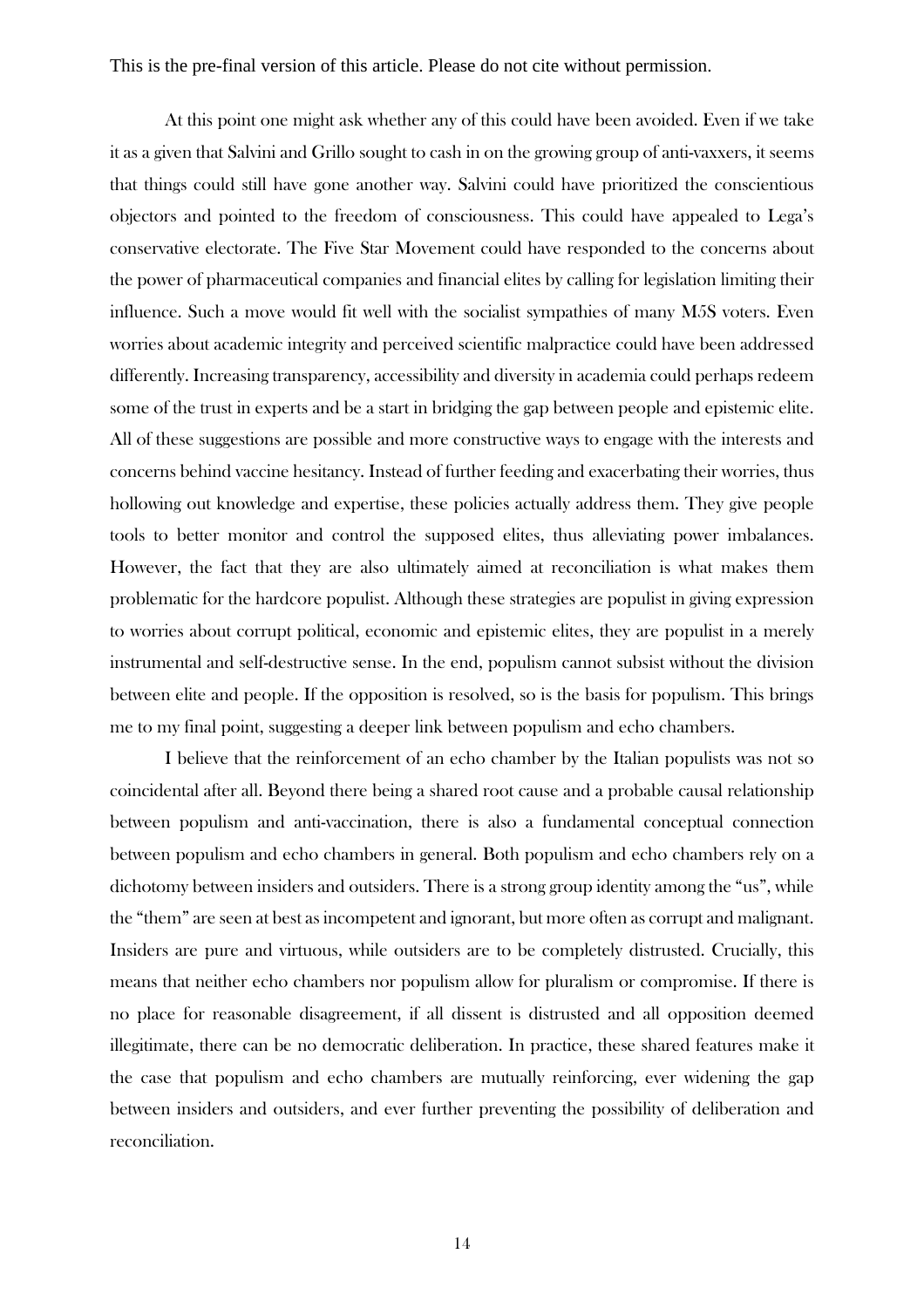At this point one might ask whether any of this could have been avoided. Even if we take it as a given that Salvini and Grillo sought to cash in on the growing group of anti-vaxxers, it seems that things could still have gone another way. Salvini could have prioritized the conscientious objectors and pointed to the freedom of consciousness. This could have appealed to Lega's conservative electorate. The Five Star Movement could have responded to the concerns about the power of pharmaceutical companies and financial elites by calling for legislation limiting their influence. Such a move would fit well with the socialist sympathies of many M5S voters. Even worries about academic integrity and perceived scientific malpractice could have been addressed differently. Increasing transparency, accessibility and diversity in academia could perhaps redeem some of the trust in experts and be a start in bridging the gap between people and epistemic elite. All of these suggestions are possible and more constructive ways to engage with the interests and concerns behind vaccine hesitancy. Instead of further feeding and exacerbating their worries, thus hollowing out knowledge and expertise, these policies actually address them. They give people tools to better monitor and control the supposed elites, thus alleviating power imbalances. However, the fact that they are also ultimately aimed at reconciliation is what makes them problematic for the hardcore populist. Although these strategies are populist in giving expression to worries about corrupt political, economic and epistemic elites, they are populist in a merely instrumental and self-destructive sense. In the end, populism cannot subsist without the division between elite and people. If the opposition is resolved, so is the basis for populism. This brings me to my final point, suggesting a deeper link between populism and echo chambers.

I believe that the reinforcement of an echo chamber by the Italian populists was not so coincidental after all. Beyond there being a shared root cause and a probable causal relationship between populism and anti-vaccination, there is also a fundamental conceptual connection between populism and echo chambers in general. Both populism and echo chambers rely on a dichotomy between insiders and outsiders. There is a strong group identity among the "us", while the "them" are seen at best as incompetent and ignorant, but more often as corrupt and malignant. Insiders are pure and virtuous, while outsiders are to be completely distrusted. Crucially, this means that neither echo chambers nor populism allow for pluralism or compromise. If there is no place for reasonable disagreement, if all dissent is distrusted and all opposition deemed illegitimate, there can be no democratic deliberation. In practice, these shared features make it the case that populism and echo chambers are mutually reinforcing, ever widening the gap between insiders and outsiders, and ever further preventing the possibility of deliberation and reconciliation.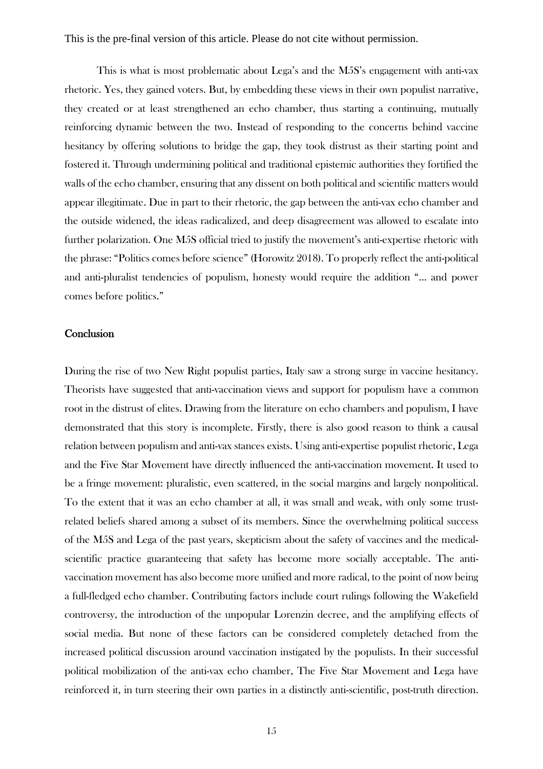This is the pre-final version of this article. Please do not cite without permission.

This is what is most problematic about Lega's and the M5S's engagement with anti-vax rhetoric. Yes, they gained voters. But, by embedding these views in their own populist narrative, they created or at least strengthened an echo chamber, thus starting a continuing, mutually reinforcing dynamic between the two. Instead of responding to the concerns behind vaccine hesitancy by offering solutions to bridge the gap, they took distrust as their starting point and fostered it. Through undermining political and traditional epistemic authorities they fortified the walls of the echo chamber, ensuring that any dissent on both political and scientific matters would appear illegitimate. Due in part to their rhetoric, the gap between the anti-vax echo chamber and the outside widened, the ideas radicalized, and deep disagreement was allowed to escalate into further polarization. One M5S official tried to justify the movement's anti-expertise rhetoric with the phrase: "Politics comes before science" (Horowitz 2018). To properly reflect the anti-political and anti-pluralist tendencies of populism, honesty would require the addition "… and power comes before politics."

## Conclusion

During the rise of two New Right populist parties, Italy saw a strong surge in vaccine hesitancy. Theorists have suggested that anti-vaccination views and support for populism have a common root in the distrust of elites. Drawing from the literature on echo chambers and populism, I have demonstrated that this story is incomplete. Firstly, there is also good reason to think a causal relation between populism and anti-vax stances exists. Using anti-expertise populist rhetoric, Lega and the Five Star Movement have directly influenced the anti-vaccination movement. It used to be a fringe movement: pluralistic, even scattered, in the social margins and largely nonpolitical. To the extent that it was an echo chamber at all, it was small and weak, with only some trust-related beliefs shared among a subset of its members. Since the overwhelming political success of the M5S and Lega of the past years, skepticism about the safety of vaccines and the medical-scientific practice guaranteeing that safety has become more socially acceptable. The anti-vaccination movement has also become more unified and more radical, to the point of now being a full-fledged echo chamber. Contributing factors include court rulings following the Wakefield controversy, the introduction of the unpopular Lorenzin decree, and the amplifying effects of social media. But none of these factors can be considered completely detached from the increased political discussion around vaccination instigated by the populists. In their successful political mobilization of the anti-vax echo chamber, The Five Star Movement and Lega have reinforced it, in turn steering their own parties in a distinctly anti-scientific, post-truth direction.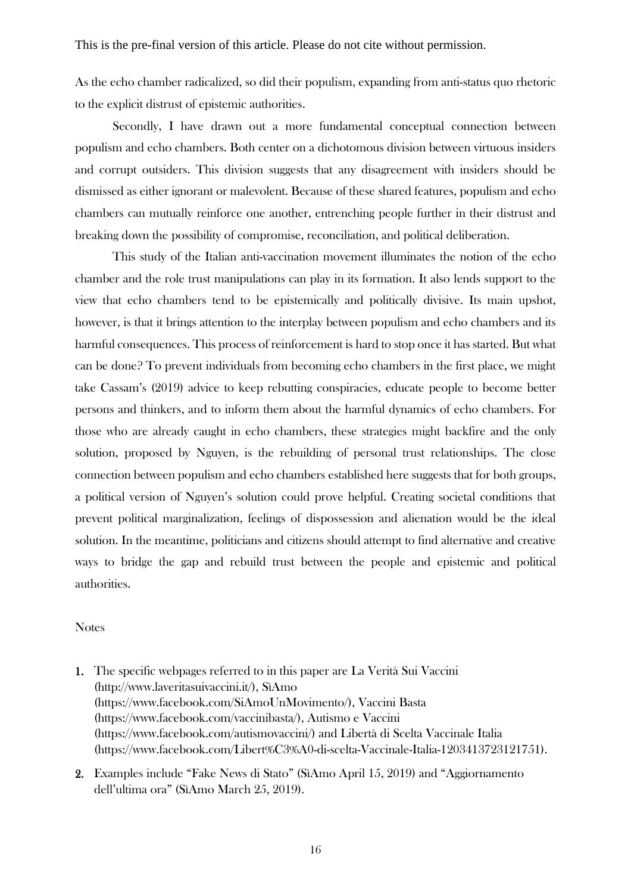As the echo chamber radicalized, so did their populism, expanding from anti-status quo rhetoric to the explicit distrust of epistemic authorities.

Secondly, I have drawn out a more fundamental conceptual connection between populism and echo chambers. Both center on a dichotomous division between virtuous insiders and corrupt outsiders. This division suggests that any disagreement with insiders should be dismissed as either ignorant or malevolent. Because of these shared features, populism and echo chambers can mutually reinforce one another, entrenching people further in their distrust and breaking down the possibility of compromise, reconciliation, and political deliberation.

This study of the Italian anti-vaccination movement illuminates the notion of the echo chamber and the role trust manipulations can play in its formation. It also lends support to the view that echo chambers tend to be epistemically and politically divisive. Its main upshot, however, is that it brings attention to the interplay between populism and echo chambers and its harmful consequences. This process of reinforcement is hard to stop once it has started. But what can be done? To prevent individuals from becoming echo chambers in the first place, we might take Cassam's (2019) advice to keep rebutting conspiracies, educate people to become better persons and thinkers, and to inform them about the harmful dynamics of echo chambers. For those who are already caught in echo chambers, these strategies might backfire and the only solution, proposed by Nguyen, is the rebuilding of personal trust relationships. The close connection between populism and echo chambers established here suggests that for both groups, a political version of Nguyen's solution could prove helpful. Creating societal conditions that prevent political marginalization, feelings of dispossession and alienation would be the ideal solution. In the meantime, politicians and citizens should attempt to find alternative and creative ways to bridge the gap and rebuild trust between the people and epistemic and political authorities.

Notes

1. The specific webpages referred to in this paper are La Verità Sui Vaccini (http://www.laveritasuivaccini.it/), SìAmo (https://www.facebook.com/SiAmoUnMovimento/), Vaccini Basta (https://www.facebook.com/vaccinibasta/), Autismo e Vaccini (https://www.facebook.com/autismovaccini/) and Libertà di Scelta Vaccinale Italia (https://www.facebook.com/Libert%C3%A0-di-scelta-Vaccinale-Italia-1203413723121751).
2. Examples include "Fake News di Stato" (SìAmo April 15, 2019) and "Aggiornamento dell'ultima ora" (SìAmo March 25, 2019).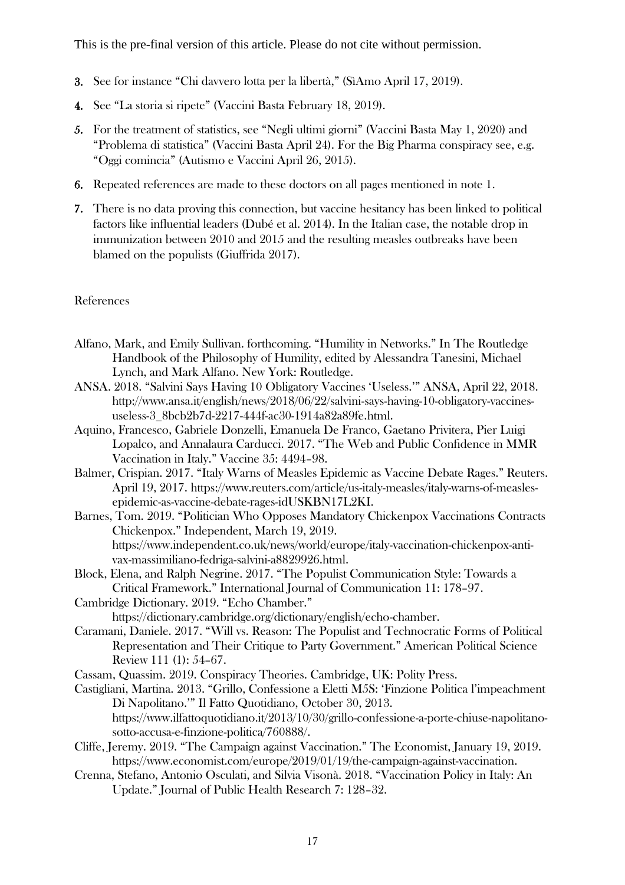3. See for instance "Chi davvero lotta per la libertà," (SìAmo April 17, 2019).

4. See "La storia si ripete" (Vaccini Basta February 18, 2019).

5. For the treatment of statistics, see "Negli ultimi giorni" (Vaccini Basta May 1, 2020) and "Problema di statistica" (Vaccini Basta April 24). For the Big Pharma conspiracy see, e.g. "Oggi comincia" (Autismo e Vaccini April 26, 2015).

6. Repeated references are made to these doctors on all pages mentioned in note 1.

7. There is no data proving this connection, but vaccine hesitancy has been linked to political factors like influential leaders (Dubé et al. 2014). In the Italian case, the notable drop in immunization between 2010 and 2015 and the resulting measles outbreaks have been blamed on the populists (Giuffrida 2017).

References

Alfano, Mark, and Emily Sullivan. forthcoming. "Humility in Networks." In The Routledge Handbook of the Philosophy of Humility, edited by Alessandra Tanesini, Michael Lynch, and Mark Alfano. New York: Routledge.

ANSA. 2018. "Salvini Says Having 10 Obligatory Vaccines 'Useless.'" ANSA, April 22, 2018. http://www.ansa.it/english/news/2018/06/22/salvini-says-having-10-obligatory-vaccines-useless-3_8bcb2b7d-2217-444f-ac30-1914a82a89fe.html.

Aquino, Francesco, Gabriele Donzelli, Emanuela De Franco, Gaetano Privitera, Pier Luigi Lopalco, and Annalaura Carducci. 2017. "The Web and Public Confidence in MMR Vaccination in Italy." Vaccine 35: 4494–98.

Balmer, Crispian. 2017. "Italy Warns of Measles Epidemic as Vaccine Debate Rages." Reuters. April 19, 2017. https://www.reuters.com/article/us-italy-measles/italy-warns-of-measles-epidemic-as-vaccine-debate-rages-idUSKBN17L2KI.

Barnes, Tom. 2019. "Politician Who Opposes Mandatory Chickenpox Vaccinations Contracts Chickenpox." Independent, March 19, 2019. https://www.independent.co.uk/news/world/europe/italy-vaccination-chickenpox-anti-vax-massimiliano-fedriga-salvini-a8829926.html.

Block, Elena, and Ralph Negrine. 2017. "The Populist Communication Style: Towards a Critical Framework." International Journal of Communication 11: 178–97.

Cambridge Dictionary. 2019. "Echo Chamber." https://dictionary.cambridge.org/dictionary/english/echo-chamber.

Caramani, Daniele. 2017. "Will vs. Reason: The Populist and Technocratic Forms of Political Representation and Their Critique to Party Government." American Political Science Review 111 (1): 54–67.

Cassam, Quassim. 2019. Conspiracy Theories. Cambridge, UK: Polity Press.

Castigliani, Martina. 2013. "Grillo, Confessione a Eletti M5S: 'Finzione Politica l'impeachment Di Napolitano.'" Il Fatto Quotidiano, October 30, 2013. https://www.ilfattoquotidiano.it/2013/10/30/grillo-confessione-a-porte-chiuse-napolitano-sotto-accusa-e-finzione-politica/760888/.

Cliffe, Jeremy. 2019. "The Campaign against Vaccination." The Economist, January 19, 2019. https://www.economist.com/europe/2019/01/19/the-campaign-against-vaccination.

Crenna, Stefano, Antonio Osculati, and Silvia Visonà. 2018. "Vaccination Policy in Italy: An Update." Journal of Public Health Research 7: 128–32.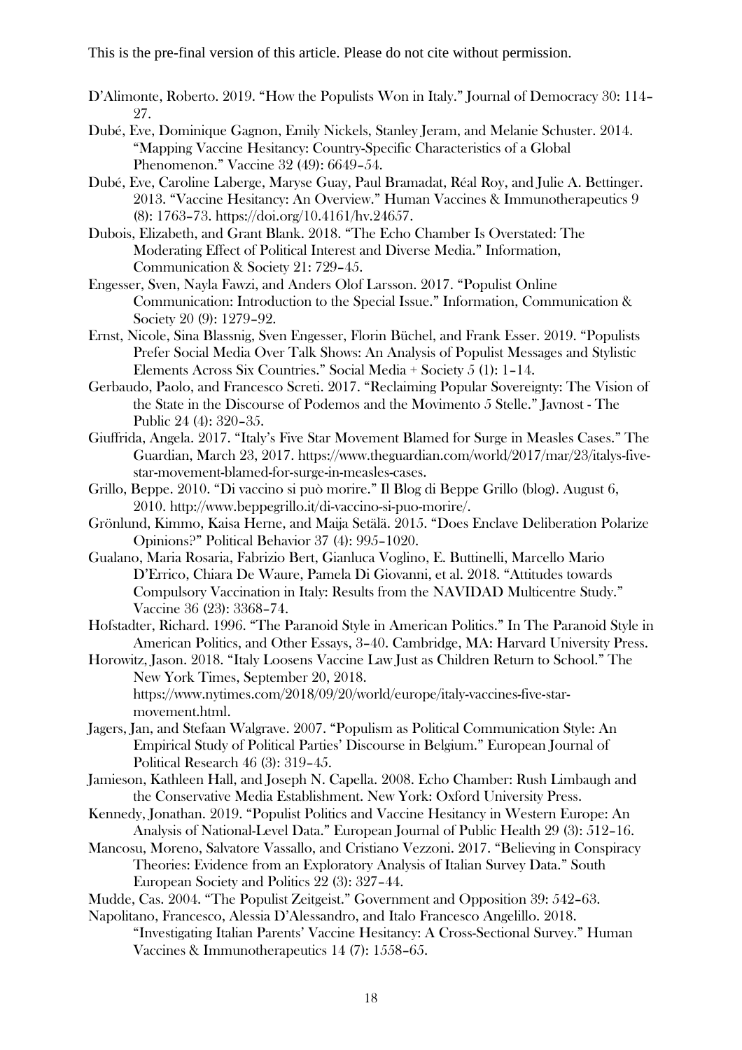This is the pre-final version of this article. Please do not cite without permission.

D'Alimonte, Roberto. 2019. "How the Populists Won in Italy." Journal of Democracy 30: 114–27.

Dubé, Eve, Dominique Gagnon, Emily Nickels, Stanley Jeram, and Melanie Schuster. 2014. "Mapping Vaccine Hesitancy: Country-Specific Characteristics of a Global Phenomenon." Vaccine 32 (49): 6649–54.

Dubé, Eve, Caroline Laberge, Maryse Guay, Paul Bramadat, Réal Roy, and Julie A. Bettinger. 2013. "Vaccine Hesitancy: An Overview." Human Vaccines & Immunotherapeutics 9 (8): 1763–73. https://doi.org/10.4161/hv.24657.

Dubois, Elizabeth, and Grant Blank. 2018. "The Echo Chamber Is Overstated: The Moderating Effect of Political Interest and Diverse Media." Information, Communication & Society 21: 729–45.

Engesser, Sven, Nayla Fawzi, and Anders Olof Larsson. 2017. "Populist Online Communication: Introduction to the Special Issue." Information, Communication & Society 20 (9): 1279–92.

Ernst, Nicole, Sina Blassnig, Sven Engesser, Florin Büchel, and Frank Esser. 2019. "Populists Prefer Social Media Over Talk Shows: An Analysis of Populist Messages and Stylistic Elements Across Six Countries." Social Media + Society 5 (1): 1–14.

Gerbaudo, Paolo, and Francesco Screti. 2017. "Reclaiming Popular Sovereignty: The Vision of the State in the Discourse of Podemos and the Movimento 5 Stelle." Javnost - The Public 24 (4): 320–35.

Giuffrida, Angela. 2017. "Italy's Five Star Movement Blamed for Surge in Measles Cases." The Guardian, March 23, 2017. https://www.theguardian.com/world/2017/mar/23/italys-five-star-movement-blamed-for-surge-in-measles-cases.

Grillo, Beppe. 2010. "Di vaccino si può morire." Il Blog di Beppe Grillo (blog). August 6, 2010. http://www.beppegrillo.it/di-vaccino-si-puo-morire/.

Grönlund, Kimmo, Kaisa Herne, and Maija Setälä. 2015. "Does Enclave Deliberation Polarize Opinions?" Political Behavior 37 (4): 995–1020.

Gualano, Maria Rosaria, Fabrizio Bert, Gianluca Voglino, E. Buttinelli, Marcello Mario D'Errico, Chiara De Waure, Pamela Di Giovanni, et al. 2018. "Attitudes towards Compulsory Vaccination in Italy: Results from the NAVIDAD Multicentre Study." Vaccine 36 (23): 3368–74.

Hofstadter, Richard. 1996. "The Paranoid Style in American Politics." In The Paranoid Style in American Politics, and Other Essays, 3–40. Cambridge, MA: Harvard University Press.

Horowitz, Jason. 2018. "Italy Loosens Vaccine Law Just as Children Return to School." The New York Times, September 20, 2018. https://www.nytimes.com/2018/09/20/world/europe/italy-vaccines-five-star-movement.html.

Jagers, Jan, and Stefaan Walgrave. 2007. "Populism as Political Communication Style: An Empirical Study of Political Parties' Discourse in Belgium." European Journal of Political Research 46 (3): 319–45.

Jamieson, Kathleen Hall, and Joseph N. Capella. 2008. Echo Chamber: Rush Limbaugh and the Conservative Media Establishment. New York: Oxford University Press.

Kennedy, Jonathan. 2019. "Populist Politics and Vaccine Hesitancy in Western Europe: An Analysis of National-Level Data." European Journal of Public Health 29 (3): 512–16.

Mancosu, Moreno, Salvatore Vassallo, and Cristiano Vezzoni. 2017. "Believing in Conspiracy Theories: Evidence from an Exploratory Analysis of Italian Survey Data." South European Society and Politics 22 (3): 327–44.

Mudde, Cas. 2004. "The Populist Zeitgeist." Government and Opposition 39: 542–63.

Napolitano, Francesco, Alessia D'Alessandro, and Italo Francesco Angelillo. 2018. "Investigating Italian Parents' Vaccine Hesitancy: A Cross-Sectional Survey." Human Vaccines & Immunotherapeutics 14 (7): 1558–65.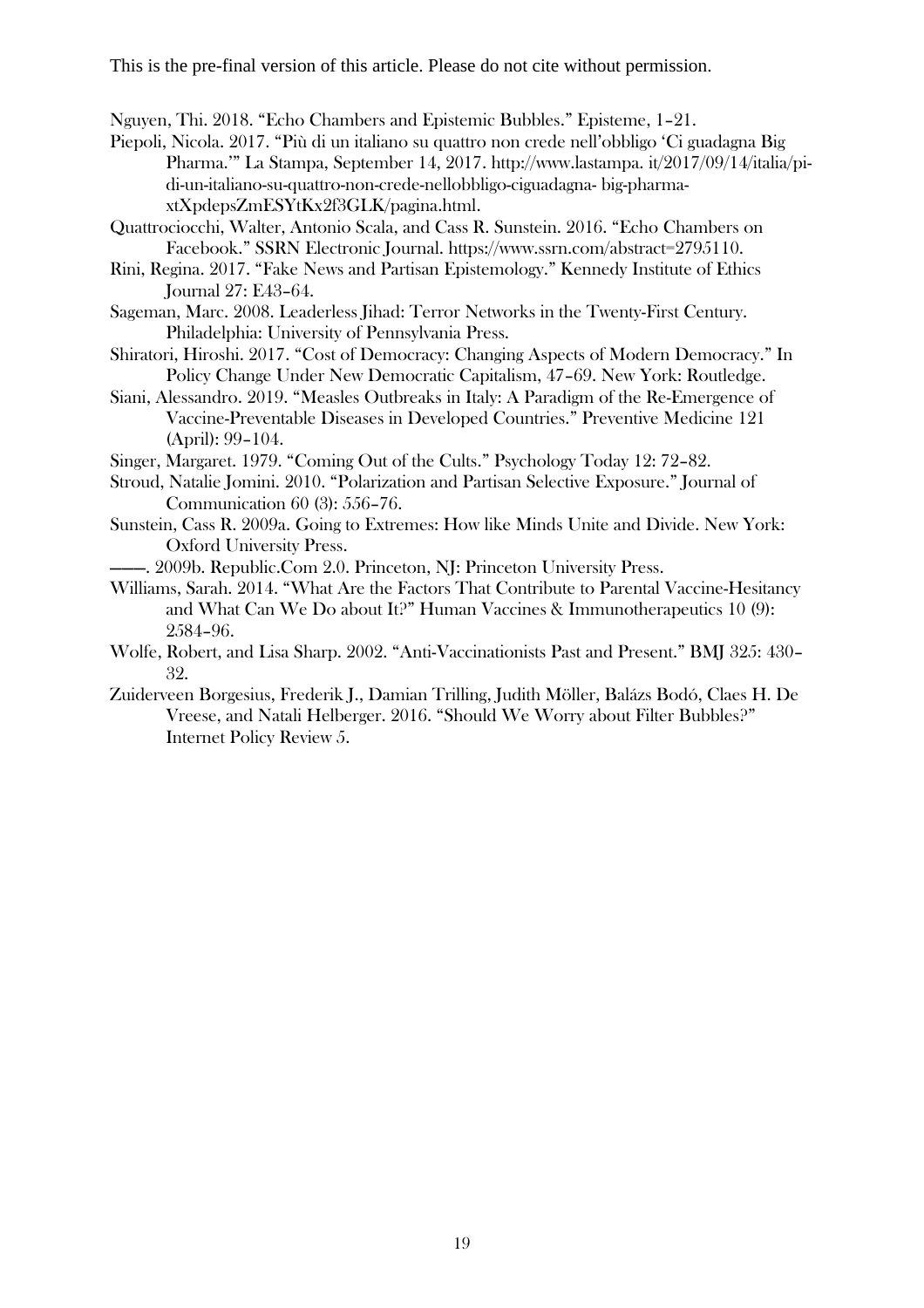Nguyen, Thi. 2018. “Echo Chambers and Epistemic Bubbles.” Episteme, 1–21.

Piepoli, Nicola. 2017. “Più di un italiano su quattro non crede nell’obbligo ‘Ci guadagna Big Pharma.’” La Stampa, September 14, 2017. http://www.lastampa. it/2017/09/14/italia/pi-di-un-italiano-su-quattro-non-crede-nellobbligo-ciguadagna- big-pharma-xtXpdepsZmESYtKx2f3GLK/pagina.html.

Quattrociocchi, Walter, Antonio Scala, and Cass R. Sunstein. 2016. “Echo Chambers on Facebook.” SSRN Electronic Journal. https://www.ssrn.com/abstract=2795110.

Rini, Regina. 2017. “Fake News and Partisan Epistemology.” Kennedy Institute of Ethics Journal 27: E43–64.

Sageman, Marc. 2008. Leaderless Jihad: Terror Networks in the Twenty-First Century. Philadelphia: University of Pennsylvania Press.

Shiratori, Hiroshi. 2017. “Cost of Democracy: Changing Aspects of Modern Democracy.” In Policy Change Under New Democratic Capitalism, 47–69. New York: Routledge.

Siani, Alessandro. 2019. “Measles Outbreaks in Italy: A Paradigm of the Re-Emergence of Vaccine-Preventable Diseases in Developed Countries.” Preventive Medicine 121 (April): 99–104.

Singer, Margaret. 1979. “Coming Out of the Cults.” Psychology Today 12: 72–82.

Stroud, Natalie Jomini. 2010. “Polarization and Partisan Selective Exposure.” Journal of Communication 60 (3): 556–76.

Sunstein, Cass R. 2009a. Going to Extremes: How like Minds Unite and Divide. New York: Oxford University Press.

———. 2009b. Republic.Com 2.0. Princeton, NJ: Princeton University Press.

Williams, Sarah. 2014. “What Are the Factors That Contribute to Parental Vaccine-Hesitancy and What Can We Do about It?” Human Vaccines & Immunotherapeutics 10 (9): 2584–96.

Wolfe, Robert, and Lisa Sharp. 2002. “Anti-Vaccinationists Past and Present.” BMJ 325: 430–32.

Zuiderveen Borgesius, Frederik J., Damian Trilling, Judith Möller, Balázs Bodó, Claes H. De Vreese, and Natali Helberger. 2016. “Should We Worry about Filter Bubbles?” Internet Policy Review 5.